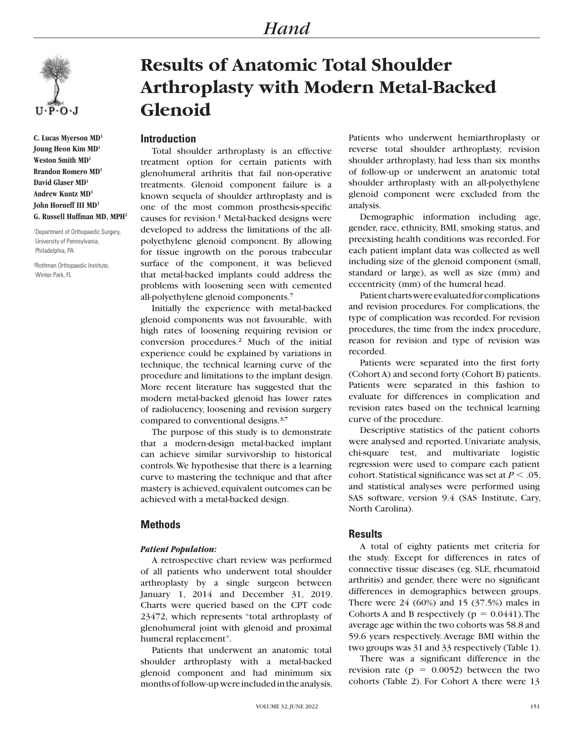# Results of Anatomic Total Shoulder Arthroplasty with Modern Metal-Backed Glenoid

**C. Lucas Myerson MD[1]**
**Joung Heon Kim MD[1]**
**Weston Smith MD[1]**
**Brandon Romero MD[1]**
**David Glaser MD[1]**
**Andrew Kuntz MD[1]**
**John Horneff III MD[1]**
**G. Russell Huffman MD, MPH[2]**

[1]Department of Orthopaedic Surgery, University of Pennsylvania, Philadelphia, PA

[2]Rothman Orthopaedic Institute, Winter Park, FL

## Introduction

Total shoulder arthroplasty is an effective treatment option for certain patients with glenohumeral arthritis that fail non-operative treatments. Glenoid component failure is a known sequela of shoulder arthroplasty and is one of the most common prosthesis-specific causes for revision.[1] Metal-backed designs were developed to address the limitations of the all-polyethylene glenoid component. By allowing for tissue ingrowth on the porous trabecular surface of the component, it was believed that metal-backed implants could address the problems with loosening seen with cemented all-polyethylene glenoid components.[7]

Initially the experience with metal-backed glenoid components was not favourable, with high rates of loosening requiring revision or conversion procedures.[2] Much of the initial experience could be explained by variations in technique, the technical learning curve of the procedure and limitations to the implant design. More recent literature has suggested that the modern metal-backed glenoid has lower rates of radiolucency, loosening and revision surgery compared to conventional designs.[3,7]

The purpose of this study is to demonstrate that a modern-design metal-backed implant can achieve similar survivorship to historical controls. We hypothesise that there is a learning curve to mastering the technique and that after mastery is achieved, equivalent outcomes can be achieved with a metal-backed design.

## Methods

### *Patient Population:*

A retrospective chart review was performed of all patients who underwent total shoulder arthroplasty by a single surgeon between January 1, 2014 and December 31, 2019. Charts were queried based on the CPT code 23472, which represents "total arthroplasty of glenohumeral joint with glenoid and proximal humeral replacement".

Patients that underwent an anatomic total shoulder arthroplasty with a metal-backed glenoid component and had minimum six months of follow-up were included in the analysis. Patients who underwent hemiarthroplasty or reverse total shoulder arthroplasty, revision shoulder arthroplasty, had less than six months of follow-up or underwent an anatomic total shoulder arthroplasty with an all-polyethylene glenoid component were excluded from the analysis.

Demographic information including age, gender, race, ethnicity, BMI, smoking status, and preexisting health conditions was recorded. For each patient implant data was collected as well including size of the glenoid component (small, standard or large), as well as size (mm) and eccentricity (mm) of the humeral head.

Patient charts were evaluated for complications and revision procedures. For complications, the type of complication was recorded. For revision procedures, the time from the index procedure, reason for revision and type of revision was recorded.

Patients were separated into the first forty (Cohort A) and second forty (Cohort B) patients. Patients were separated in this fashion to evaluate for differences in complication and revision rates based on the technical learning curve of the procedure.

Descriptive statistics of the patient cohorts were analysed and reported. Univariate analysis, chi-square test, and multivariate logistic regression were used to compare each patient cohort. Statistical significance was set at $P < .05$, and statistical analyses were performed using SAS software, version 9.4 (SAS Institute, Cary, North Carolina).

## Results

A total of eighty patients met criteria for the study. Except for differences in rates of connective tissue diseases (eg. SLE, rheumatoid arthritis) and gender, there were no significant differences in demographics between groups. There were 24 (60%) and 15 (37.5%) males in Cohorts A and B respectively ($p = 0.0441$). The average age within the two cohorts was 58.8 and 59.6 years respectively. Average BMI within the two groups was 31 and 33 respectively (Table 1).

There was a significant difference in the revision rate ($p = 0.0052$) between the two cohorts (Table 2). For Cohort A there were 13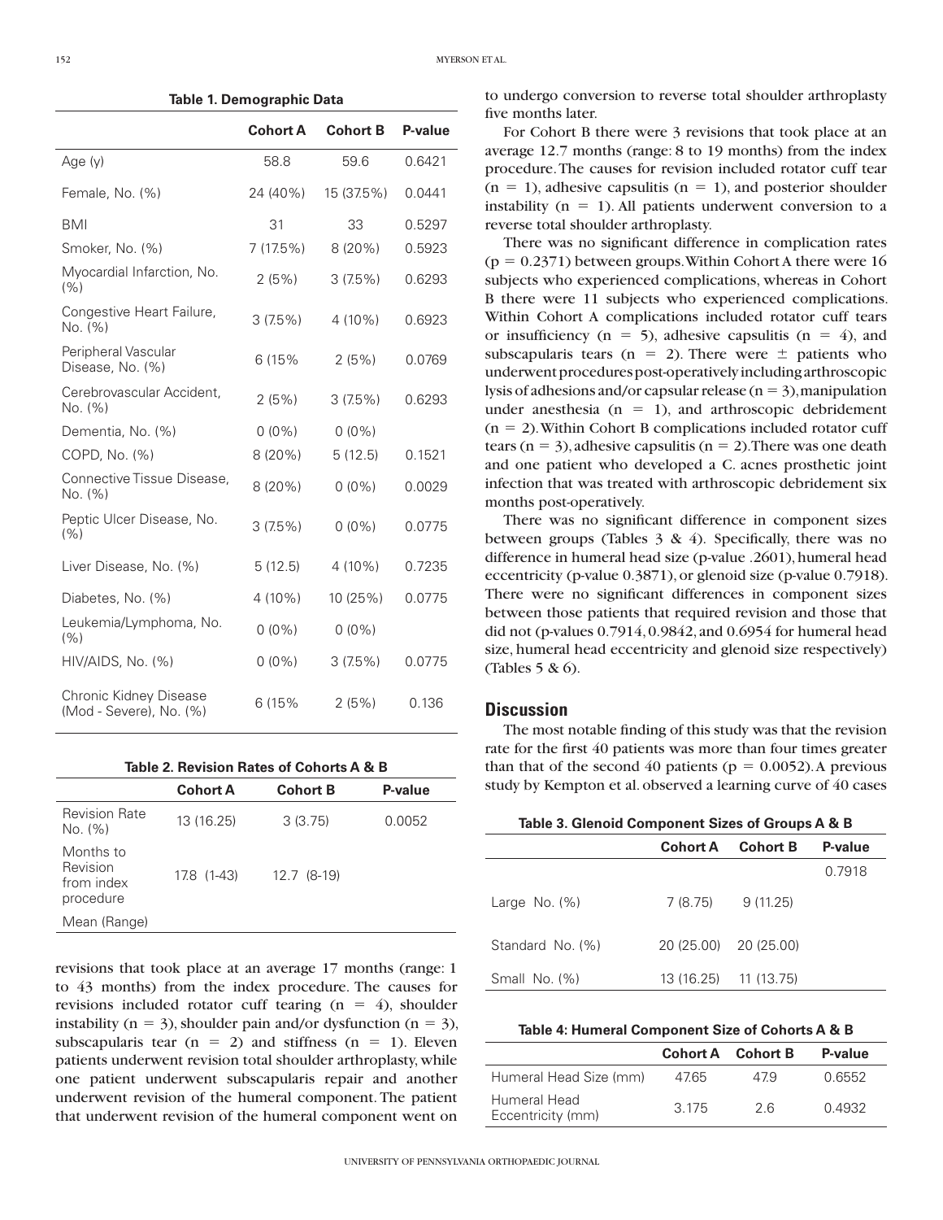**Table 1. Demographic Data**

| | Cohort A | Cohort B | P-value |
|---|---|---|---|
| Age (y) | 58.8 | 59.6 | 0.6421 |
| Female, No. (%) | 24 (40%) | 15 (37.5%) | 0.0441 |
| BMI | 31 | 33 | 0.5297 |
| Smoker, No. (%) | 7 (17.5%) | 8 (20%) | 0.5923 |
| Myocardial Infarction, No. (%) | 2 (5%) | 3 (7.5%) | 0.6293 |
| Congestive Heart Failure, No. (%) | 3 (7.5%) | 4 (10%) | 0.6923 |
| Peripheral Vascular Disease, No. (%) | 6 (15% | 2 (5%) | 0.0769 |
| Cerebrovascular Accident, No. (%) | 2 (5%) | 3 (7.5%) | 0.6293 |
| Dementia, No. (%) | 0 (0%) | 0 (0%) | |
| COPD, No. (%) | 8 (20%) | 5 (12.5) | 0.1521 |
| Connective Tissue Disease, No. (%) | 8 (20%) | 0 (0%) | 0.0029 |
| Peptic Ulcer Disease, No. (%) | 3 (7.5%) | 0 (0%) | 0.0775 |
| Liver Disease, No. (%) | 5 (12.5) | 4 (10%) | 0.7235 |
| Diabetes, No. (%) | 4 (10%) | 10 (25%) | 0.0775 |
| Leukemia/Lymphoma, No. (%) | 0 (0%) | 0 (0%) | |
| HIV/AIDS, No. (%) | 0 (0%) | 3 (7.5%) | 0.0775 |
| Chronic Kidney Disease (Mod - Severe), No. (%) | 6 (15% | 2 (5%) | 0.136 |

**Table 2. Revision Rates of Cohorts A & B**

| | Cohort A | Cohort B | P-value |
|---|---|---|---|
| Revision Rate No. (%) | 13 (16.25) | 3 (3.75) | 0.0052 |
| Months to Revision from index procedure Mean (Range) | 17.8 (1-43) | 12.7 (8-19) | |

revisions that took place at an average 17 months (range: 1 to 43 months) from the index procedure. The causes for revisions included rotator cuff tearing (n = 4), shoulder instability (n = 3), shoulder pain and/or dysfunction (n = 3), subscapularis tear (n = 2) and stiffness (n = 1). Eleven patients underwent revision total shoulder arthroplasty, while one patient underwent subscapularis repair and another underwent revision of the humeral component. The patient that underwent revision of the humeral component went on to undergo conversion to reverse total shoulder arthroplasty five months later.

For Cohort B there were 3 revisions that took place at an average 12.7 months (range: 8 to 19 months) from the index procedure. The causes for revision included rotator cuff tear (n = 1), adhesive capsulitis (n = 1), and posterior shoulder instability (n = 1). All patients underwent conversion to a reverse total shoulder arthroplasty.

There was no significant difference in complication rates (p = 0.2371) between groups. Within Cohort A there were 16 subjects who experienced complications, whereas in Cohort B there were 11 subjects who experienced complications. Within Cohort A complications included rotator cuff tears or insufficiency (n = 5), adhesive capsulitis (n = 4), and subscapularis tears (n = 2). There were ± patients who underwent procedures post-operatively including arthroscopic lysis of adhesions and/or capsular release (n = 3), manipulation under anesthesia (n = 1), and arthroscopic debridement (n = 2). Within Cohort B complications included rotator cuff tears (n = 3), adhesive capsulitis (n = 2). There was one death and one patient who developed a C. acnes prosthetic joint infection that was treated with arthroscopic debridement six months post-operatively.

There was no significant difference in component sizes between groups (Tables 3 & 4). Specifically, there was no difference in humeral head size (p-value .2601), humeral head eccentricity (p-value 0.3871), or glenoid size (p-value 0.7918). There were no significant differences in component sizes between those patients that required revision and those that did not (p-values 0.7914, 0.9842, and 0.6954 for humeral head size, humeral head eccentricity and glenoid size respectively) (Tables 5 & 6).

## Discussion

The most notable finding of this study was that the revision rate for the first 40 patients was more than four times greater than that of the second 40 patients (p = 0.0052). A previous study by Kempton et al. observed a learning curve of 40 cases

**Table 3. Glenoid Component Sizes of Groups A & B**

| | Cohort A | Cohort B | P-value |
|---|---|---|---|
| | | | 0.7918 |
| Large No. (%) | 7 (8.75) | 9 (11.25) | |
| Standard No. (%) | 20 (25.00) | 20 (25.00) | |
| Small No. (%) | 13 (16.25) | 11 (13.75) | |

**Table 4: Humeral Component Size of Cohorts A & B**

| | Cohort A | Cohort B | P-value |
|---|---|---|---|
| Humeral Head Size (mm) | 47.65 | 47.9 | 0.6552 |
| Humeral Head Eccentricity (mm) | 3.175 | 2.6 | 0.4932 |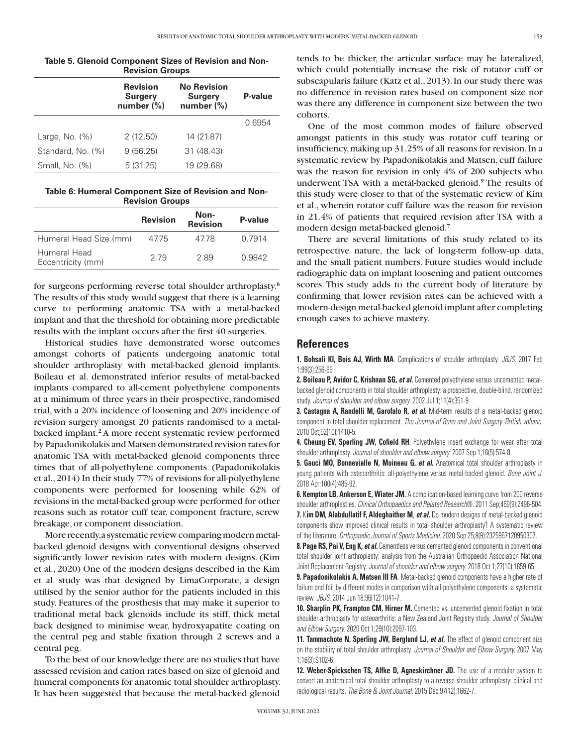**Table 5. Glenoid Component Sizes of Revision and Non-Revision Groups**

| | Revision Surgery number (%) | No Revision Surgery number (%) | P-value |
|---|---|---|---|
| | | | 0.6954 |
| Large, No. (%) | 2 (12.50) | 14 (21.87) | |
| Standard, No. (%) | 9 (56.25) | 31 (48.43) | |
| Small, No. (%) | 5 (31.25) | 19 (29.68) | |

**Table 6: Humeral Component Size of Revision and Non-Revision Groups**

| | Revision | Non-Revision | P-value |
|---|---|---|---|
| Humeral Head Size (mm) | 47.75 | 47.78 | 0.7914 |
| Humeral Head Eccentricity (mm) | 2.79 | 2.89 | 0.9842 |

for surgeons performing reverse total shoulder arthroplasty.[6] The results of this study would suggest that there is a learning curve to performing anatomic TSA with a metal-backed implant and that the threshold for obtaining more predictable results with the implant occurs after the first 40 surgeries.

Historical studies have demonstrated worse outcomes amongst cohorts of patients undergoing anatomic total shoulder arthroplasty with metal-backed glenoid implants. Boileau et al. demonstrated inferior results of metal-backed implants compared to all-cement polyethylene components at a minimum of three years in their prospective, randomised trial, with a 20% incidence of loosening and 20% incidence of revision surgery amongst 20 patients randomised to a metal-backed implant.[2] A more recent systematic review performed by Papadonikolakis and Matsen demonstrated revision rates for anatomic TSA with metal-backed glenoid components three times that of all-polyethylene components. (Papadonikolakis et al., 2014) In their study 77% of revisions for all-polyethylene components were performed for loosening while 62% of revisions in the metal-backed group were performed for other reasons such as rotator cuff tear, component fracture, screw breakage, or component dissociation.

More recently, a systematic review comparing modern metal-backed glenoid designs with conventional designs observed significantly lower revision rates with modern designs. (Kim et al., 2020) One of the modern designs described in the Kim et al. study was that designed by LimaCorporate, a design utilised by the senior author for the patients included in this study. Features of the prosthesis that may make it superior to traditional metal back glenoids include its stiff, thick metal back designed to minimise wear, hydroxyapatite coating on the central peg and stable fixation through 2 screws and a central peg.

To the best of our knowledge there are no studies that have assessed revision and cation rates based on size of glenoid and humeral components for anatomic total shoulder arthroplasty. It has been suggested that because the metal-backed glenoid tends to be thicker, the articular surface may be lateralized, which could potentially increase the risk of rotator cuff or subscapularis failure (Katz et al., 2013). In our study there was no difference in revision rates based on component size nor was there any difference in component size between the two cohorts.

One of the most common modes of failure observed amongst patients in this study was rotator cuff tearing or insufficiency, making up 31.25% of all reasons for revision. In a systematic review by Papadonikolakis and Matsen, cuff failure was the reason for revision in only 4% of 200 subjects who underwent TSA with a metal-backed glenoid.[9] The results of this study were closer to that of the systematic review of Kim et al., wherein rotator cuff failure was the reason for revision in 21.4% of patients that required revision after TSA with a modern design metal-backed glenoid.[7]

There are several limitations of this study related to its retrospective nature, the lack of long-term follow-up data, and the small patient numbers. Future studies would include radiographic data on implant loosening and patient outcomes scores. This study adds to the current body of literature by confirming that lower revision rates can be achieved with a modern-design metal-backed glenoid implant after completing enough cases to achieve mastery.

## References

**1. Bohsali KI, Bois AJ, Wirth MA**. Complications of shoulder arthroplasty. *JBJS*. 2017 Feb 1;99(3):256-69

**2. Boileau P, Avidor C, Krishnan SG, *et al.*** Cemented polyethylene versus uncemented metal-backed glenoid components in total shoulder arthroplasty: a prospective, double-blind, randomized study. *Journal of shoulder and elbow surgery*. 2002 Jul 1;11(4):351-9.

**3. Castagna A, Randelli M, Garofalo R, *et al.*** Mid-term results of a metal-backed glenoid component in total shoulder replacement. *The Journal of Bone and Joint Surgery. British volume*. 2010 Oct;92(10):1410-5.

**4. Cheung EV, Sperling JW, Cofield RH**. Polyethylene insert exchange for wear after total shoulder arthroplasty. *Journal of shoulder and elbow surgery*. 2007 Sep 1;16(5):574-8.

**5. Gauci MO, Bonnevialle N, Moineau G, *et al.*** Anatomical total shoulder arthroplasty in young patients with osteoarthritis: all-polyethylene versus metal-backed glenoid. *Bone Joint J*. 2018 Apr;100(4):485-92.

**6. Kempton LB, Ankerson E, Wiater JM.** A complication-based learning curve from 200 reverse shoulder arthroplasties. *Clinical Orthopaedics and Related Research®*. 2011 Sep;469(9):2496-504.

**7. Kim DM, Alabdullatif F, Aldeghaither M**, ***et al.*** Do modern designs of metal-backed glenoid components show improved clinical results in total shoulder arthroplasty? A systematic review of the literature. *Orthopaedic Journal of Sports Medicine*. 2020 Sep 25;8(9):2325967120950307.

**8. Page RS, Pai V, Eng K, *et al.*** Cementless versus cemented glenoid components in conventional total shoulder joint arthroplasty: analysis from the Australian Orthopaedic Association National Joint Replacement Registry. *Journal of shoulder and elbow surgery*. 2018 Oct 1;27(10):1859-65.

**9. Papadonikolakis A, Matsen III FA**. Metal-backed glenoid components have a higher rate of failure and fail by different modes in comparison with all-polyethylene components: a systematic review. *JBJS*. 2014 Jun 18;96(12):1041-7.

**10. Sharplin PK, Frampton CM, Hirner M.** Cemented vs. uncemented glenoid fixation in total shoulder arthroplasty for osteoarthritis: a New Zealand Joint Registry study. *Journal of Shoulder and Elbow Surgery*. 2020 Oct 1;29(10):2097-103.

**11. Tammachote N, Sperling JW, Berglund LJ, *et al.*** The effect of glenoid component size on the stability of total shoulder arthroplasty. *Journal of Shoulder and Elbow Surgery*. 2007 May 1;16(3):S102-6.

**12. Weber-Spickschen TS, Alfke D, Agneskirchner JD.** The use of a modular system to convert an anatomical total shoulder arthroplasty to a reverse shoulder arthroplasty: clinical and radiological results. *The Bone & Joint Journal*. 2015 Dec;97(12):1662-7.